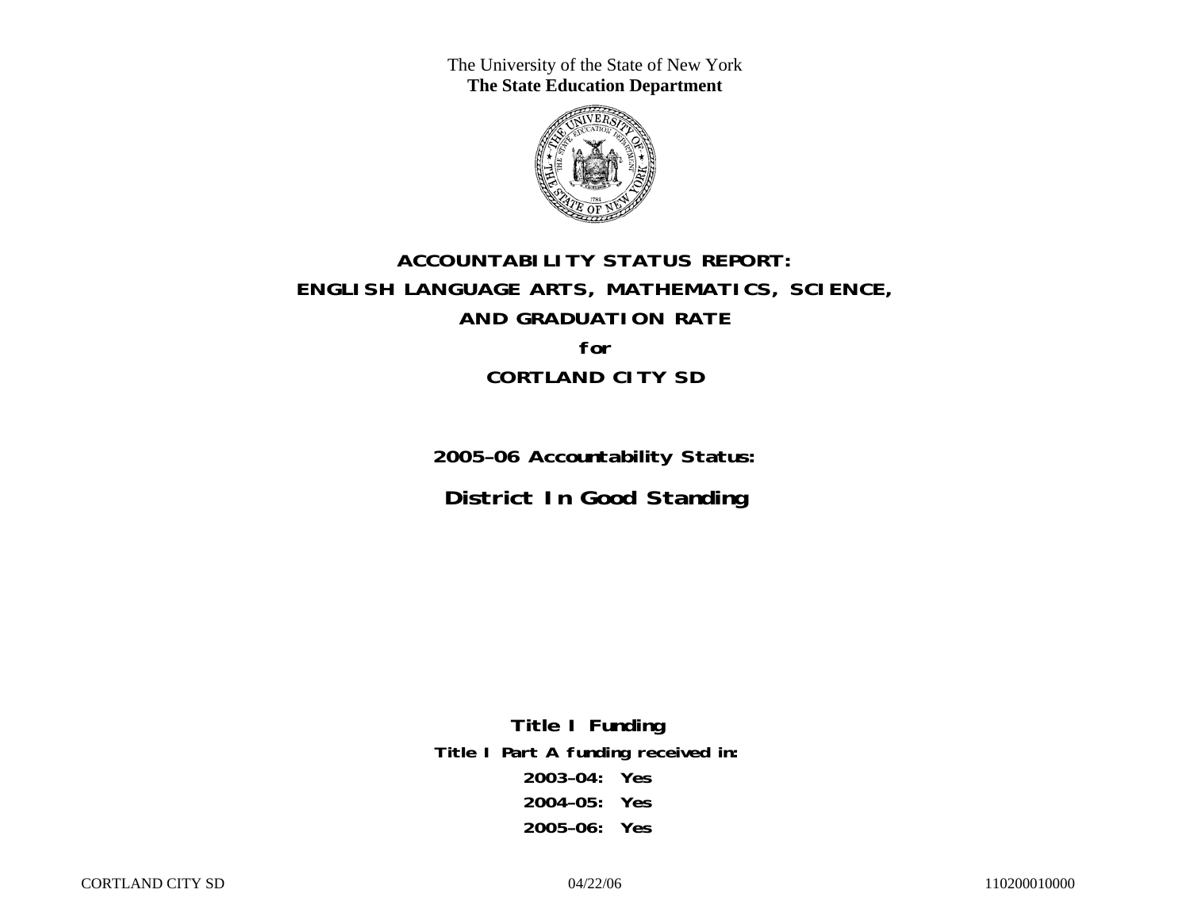The University of the State of New York
**The State Education Department**

# ACCOUNTABILITY STATUS REPORT:
# ENGLISH LANGUAGE ARTS, MATHEMATICS, SCIENCE,
# AND GRADUATION RATE
# for
# CORTLAND CITY SD

## 2005–06 Accountability Status:

## District In Good Standing

**Title I Funding**

**Title I Part A funding received in:**

**2003–04: Yes**

**2004–05: Yes**

**2005–06: Yes**

CORTLAND CITY SD 04/22/06 110200010000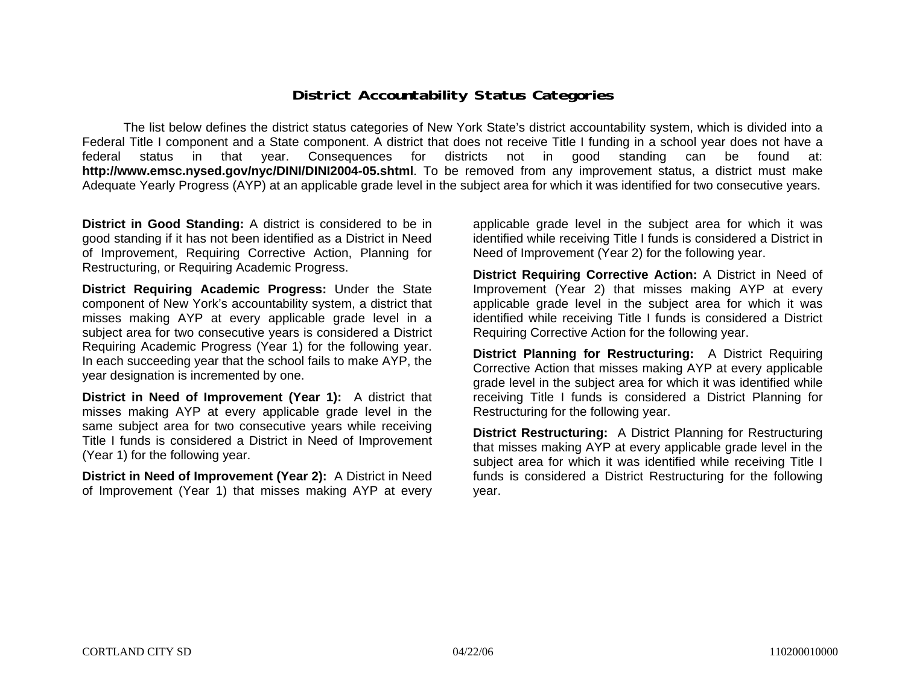# District Accountability Status Categories

The list below defines the district status categories of New York State's district accountability system, which is divided into a Federal Title I component and a State component. A district that does not receive Title I funding in a school year does not have a federal status in that year. Consequences for districts not in good standing can be found at: **http://www.emsc.nysed.gov/nyc/DINI/DINI2004-05.shtml**. To be removed from any improvement status, a district must make Adequate Yearly Progress (AYP) at an applicable grade level in the subject area for which it was identified for two consecutive years.

**District in Good Standing:** A district is considered to be in good standing if it has not been identified as a District in Need of Improvement, Requiring Corrective Action, Planning for Restructuring, or Requiring Academic Progress.

**District Requiring Academic Progress:** Under the State component of New York's accountability system, a district that misses making AYP at every applicable grade level in a subject area for two consecutive years is considered a District Requiring Academic Progress (Year 1) for the following year. In each succeeding year that the school fails to make AYP, the year designation is incremented by one.

**District in Need of Improvement (Year 1):** A district that misses making AYP at every applicable grade level in the same subject area for two consecutive years while receiving Title I funds is considered a District in Need of Improvement (Year 1) for the following year.

**District in Need of Improvement (Year 2):** A District in Need of Improvement (Year 1) that misses making AYP at every applicable grade level in the subject area for which it was identified while receiving Title I funds is considered a District in Need of Improvement (Year 2) for the following year.

**District Requiring Corrective Action:** A District in Need of Improvement (Year 2) that misses making AYP at every applicable grade level in the subject area for which it was identified while receiving Title I funds is considered a District Requiring Corrective Action for the following year.

**District Planning for Restructuring:** A District Requiring Corrective Action that misses making AYP at every applicable grade level in the subject area for which it was identified while receiving Title I funds is considered a District Planning for Restructuring for the following year.

**District Restructuring:** A District Planning for Restructuring that misses making AYP at every applicable grade level in the subject area for which it was identified while receiving Title I funds is considered a District Restructuring for the following year.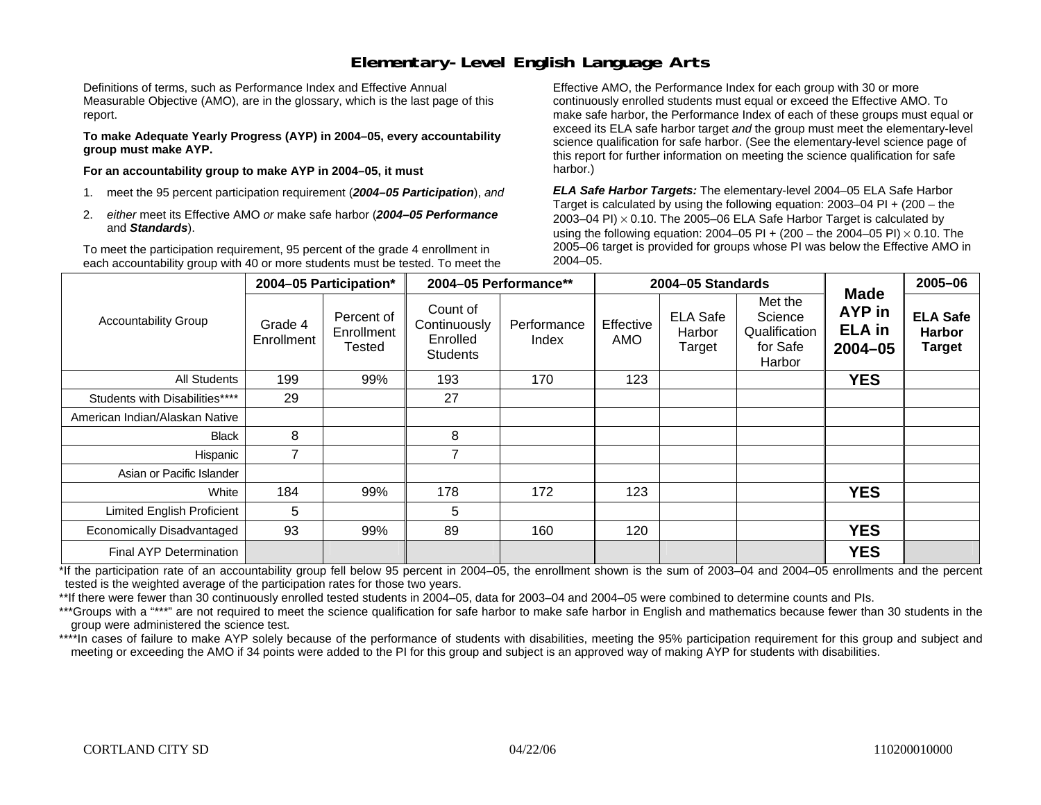# Elementary-Level English Language Arts

Definitions of terms, such as Performance Index and Effective Annual Measurable Objective (AMO), are in the glossary, which is the last page of this report.

**To make Adequate Yearly Progress (AYP) in 2004–05, every accountability group must make AYP.**

**For an accountability group to make AYP in 2004–05, it must**

1. meet the 95 percent participation requirement (***2004–05 Participation***), *and*
2. *either* meet its Effective AMO *or* make safe harbor (***2004–05 Performance*** and ***Standards***).

To meet the participation requirement, 95 percent of the grade 4 enrollment in each accountability group with 40 or more students must be tested. To meet the Effective AMO, the Performance Index for each group with 30 or more continuously enrolled students must equal or exceed the Effective AMO. To make safe harbor, the Performance Index of each of these groups must equal or exceed its ELA safe harbor target *and* the group must meet the elementary-level science qualification for safe harbor. (See the elementary-level science page of this report for further information on meeting the science qualification for safe harbor.)

***ELA Safe Harbor Targets:*** The elementary-level 2004–05 ELA Safe Harbor Target is calculated by using the following equation: 2003–04 PI + (200 – the 2003–04 PI) $\times$ 0.10. The 2005–06 ELA Safe Harbor Target is calculated by using the following equation: 2004–05 PI + (200 – the 2004–05 PI) $\times$ 0.10. The 2005–06 target is provided for groups whose PI was below the Effective AMO in 2004–05.

| Accountability Group | 2004–05 Participation* | | 2004–05 Performance** | | 2004–05 Standards | | | Made AYP in ELA in 2004–05 | 2005–06 |
|---|---|---|---|---|---|---|---|---|---|
| | Grade 4 Enrollment | Percent of Enrollment Tested | Count of Continuously Enrolled Students | Performance Index | Effective AMO | ELA Safe Harbor Target | Met the Science Qualification for Safe Harbor | | **ELA Safe Harbor Target** |
| All Students | 199 | 99% | 193 | 170 | 123 | | | **YES** | |
| Students with Disabilities**** | 29 | | 27 | | | | | | |
| American Indian/Alaskan Native | | | | | | | | | |
| Black | 8 | | 8 | | | | | | |
| Hispanic | 7 | | 7 | | | | | | |
| Asian or Pacific Islander | | | | | | | | | |
| White | 184 | 99% | 178 | 172 | 123 | | | **YES** | |
| Limited English Proficient | 5 | | 5 | | | | | | |
| Economically Disadvantaged | 93 | 99% | 89 | 160 | 120 | | | **YES** | |
| Final AYP Determination | | | | | | | | **YES** | |

*If the participation rate of an accountability group fell below 95 percent in 2004–05, the enrollment shown is the sum of 2003–04 and 2004–05 enrollments and the percent tested is the weighted average of the participation rates for those two years.

**If there were fewer than 30 continuously enrolled tested students in 2004–05, data for 2003–04 and 2004–05 were combined to determine counts and PIs.

***Groups with a "***" are not required to meet the science qualification for safe harbor to make safe harbor in English and mathematics because fewer than 30 students in the group were administered the science test.

****In cases of failure to make AYP solely because of the performance of students with disabilities, meeting the 95% participation requirement for this group and subject and meeting or exceeding the AMO if 34 points were added to the PI for this group and subject is an approved way of making AYP for students with disabilities.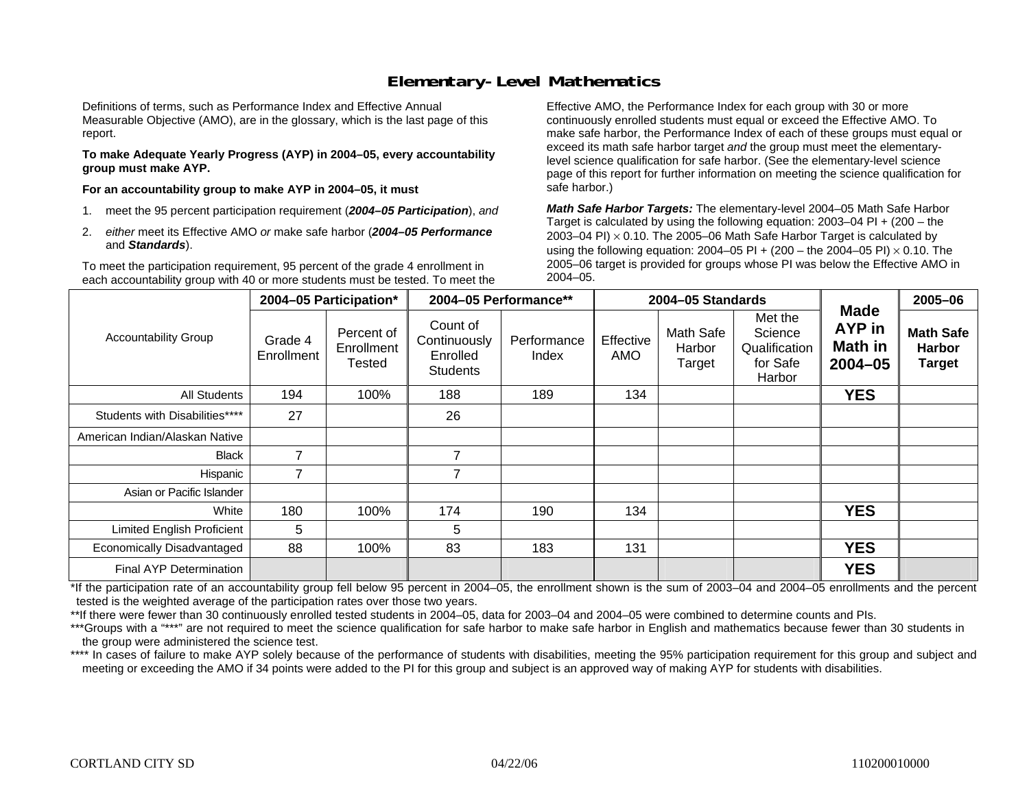# Elementary-Level Mathematics

Definitions of terms, such as Performance Index and Effective Annual Measurable Objective (AMO), are in the glossary, which is the last page of this report.

**To make Adequate Yearly Progress (AYP) in 2004–05, every accountability group must make AYP.**

**For an accountability group to make AYP in 2004–05, it must**

1. meet the 95 percent participation requirement (***2004–05 Participation***), *and*
2. *either* meet its Effective AMO *or* make safe harbor (***2004–05 Performance*** and ***Standards***).

To meet the participation requirement, 95 percent of the grade 4 enrollment in each accountability group with 40 or more students must be tested. To meet the Effective AMO, the Performance Index for each group with 30 or more continuously enrolled students must equal or exceed the Effective AMO. To make safe harbor, the Performance Index of each of these groups must equal or exceed its math safe harbor target *and* the group must meet the elementary-level science qualification for safe harbor. (See the elementary-level science page of this report for further information on meeting the science qualification for safe harbor.)

***Math Safe Harbor Targets:*** The elementary-level 2004–05 Math Safe Harbor Target is calculated by using the following equation: 2003–04 PI + (200 – the 2003–04 PI) $\times$ 0.10. The 2005–06 Math Safe Harbor Target is calculated by using the following equation: 2004–05 PI + (200 – the 2004–05 PI) $\times$ 0.10. The 2005–06 target is provided for groups whose PI was below the Effective AMO in 2004–05.

| Accountability Group | 2004–05 Participation* | | 2004–05 Performance** | | 2004–05 Standards | | | Made AYP in Math in 2004–05 | 2005–06 |
|---|---|---|---|---|---|---|---|---|---|
| | Grade 4 Enrollment | Percent of Enrollment Tested | Count of Continuously Enrolled Students | Performance Index | Effective AMO | Math Safe Harbor Target | Met the Science Qualification for Safe Harbor | | Math Safe Harbor Target |
| All Students | 194 | 100% | 188 | 189 | 134 | | | **YES** | |
| Students with Disabilities**** | 27 | | 26 | | | | | | |
| American Indian/Alaskan Native | | | | | | | | | |
| Black | 7 | | 7 | | | | | | |
| Hispanic | 7 | | 7 | | | | | | |
| Asian or Pacific Islander | | | | | | | | | |
| White | 180 | 100% | 174 | 190 | 134 | | | **YES** | |
| Limited English Proficient | 5 | | 5 | | | | | | |
| Economically Disadvantaged | 88 | 100% | 83 | 183 | 131 | | | **YES** | |
| Final AYP Determination | | | | | | | | **YES** | |

*If the participation rate of an accountability group fell below 95 percent in 2004–05, the enrollment shown is the sum of 2003–04 and 2004–05 enrollments and the percent tested is the weighted average of the participation rates over those two years.

**If there were fewer than 30 continuously enrolled tested students in 2004–05, data for 2003–04 and 2004–05 were combined to determine counts and PIs.

***Groups with a "***" are not required to meet the science qualification for safe harbor to make safe harbor in English and mathematics because fewer than 30 students in the group were administered the science test.

**** In cases of failure to make AYP solely because of the performance of students with disabilities, meeting the 95% participation requirement for this group and subject and meeting or exceeding the AMO if 34 points were added to the PI for this group and subject is an approved way of making AYP for students with disabilities.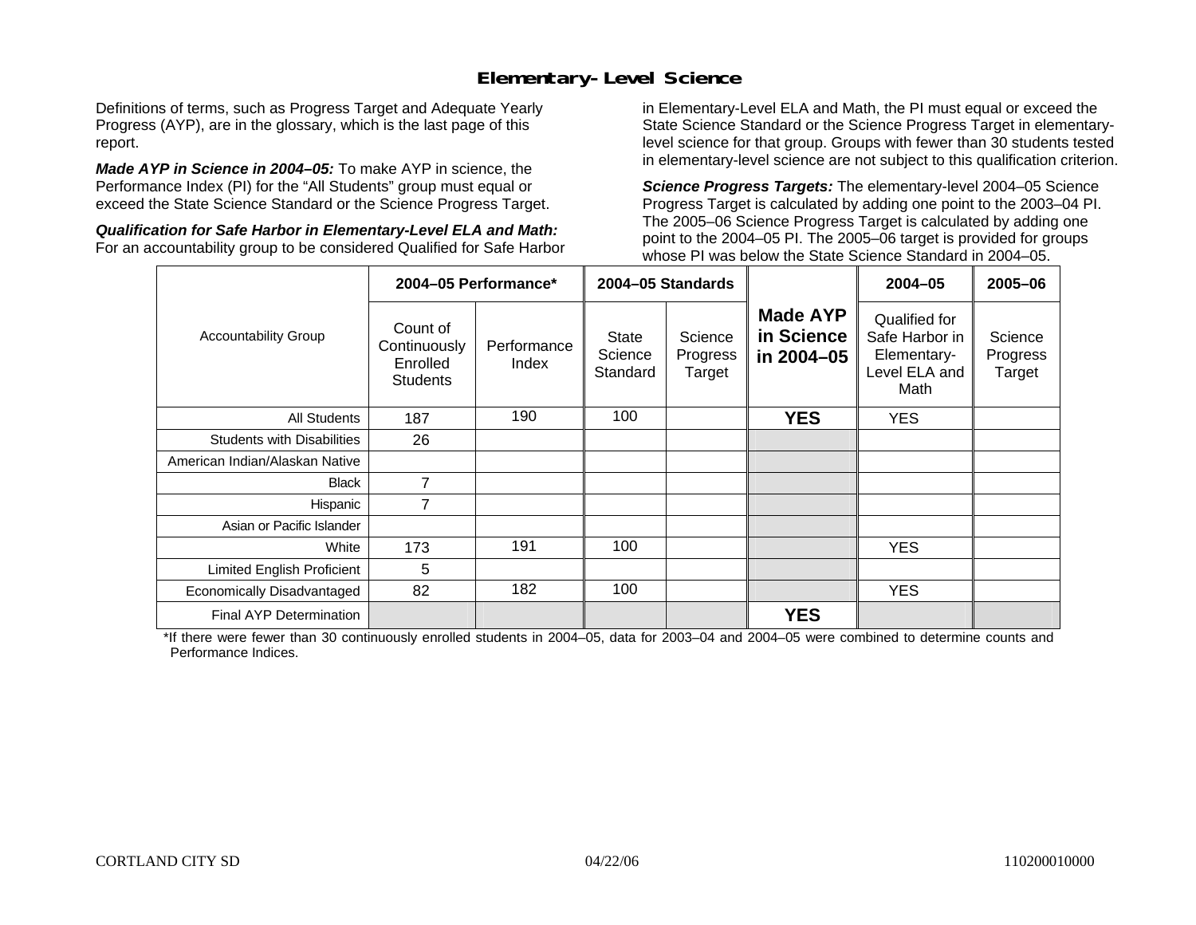# Elementary-Level Science

Definitions of terms, such as Progress Target and Adequate Yearly Progress (AYP), are in the glossary, which is the last page of this report.

***Made AYP in Science in 2004–05:*** To make AYP in science, the Performance Index (PI) for the "All Students" group must equal or exceed the State Science Standard or the Science Progress Target.

***Qualification for Safe Harbor in Elementary-Level ELA and Math:*** For an accountability group to be considered Qualified for Safe Harbor in Elementary-Level ELA and Math, the PI must equal or exceed the State Science Standard or the Science Progress Target in elementary-level science for that group. Groups with fewer than 30 students tested in elementary-level science are not subject to this qualification criterion.

***Science Progress Targets:*** The elementary-level 2004–05 Science Progress Target is calculated by adding one point to the 2003–04 PI. The 2005–06 Science Progress Target is calculated by adding one point to the 2004–05 PI. The 2005–06 target is provided for groups whose PI was below the State Science Standard in 2004–05.

| Accountability Group | 2004–05 Performance* | | 2004–05 Standards | | Made AYP in Science in 2004–05 | 2004–05 | 2005–06 |
|---|---|---|---|---|---|---|---|
| | Count of Continuously Enrolled Students | Performance Index | State Science Standard | Science Progress Target | | Qualified for Safe Harbor in Elementary-Level ELA and Math | Science Progress Target |
| All Students | 187 | 190 | 100 | | **YES** | YES | |
| Students with Disabilities | 26 | | | | | | |
| American Indian/Alaskan Native | | | | | | | |
| Black | 7 | | | | | | |
| Hispanic | 7 | | | | | | |
| Asian or Pacific Islander | | | | | | | |
| White | 173 | 191 | 100 | | | YES | |
| Limited English Proficient | 5 | | | | | | |
| Economically Disadvantaged | 82 | 182 | 100 | | | YES | |
| Final AYP Determination | | | | | **YES** | | |

*If there were fewer than 30 continuously enrolled students in 2004–05, data for 2003–04 and 2004–05 were combined to determine counts and Performance Indices.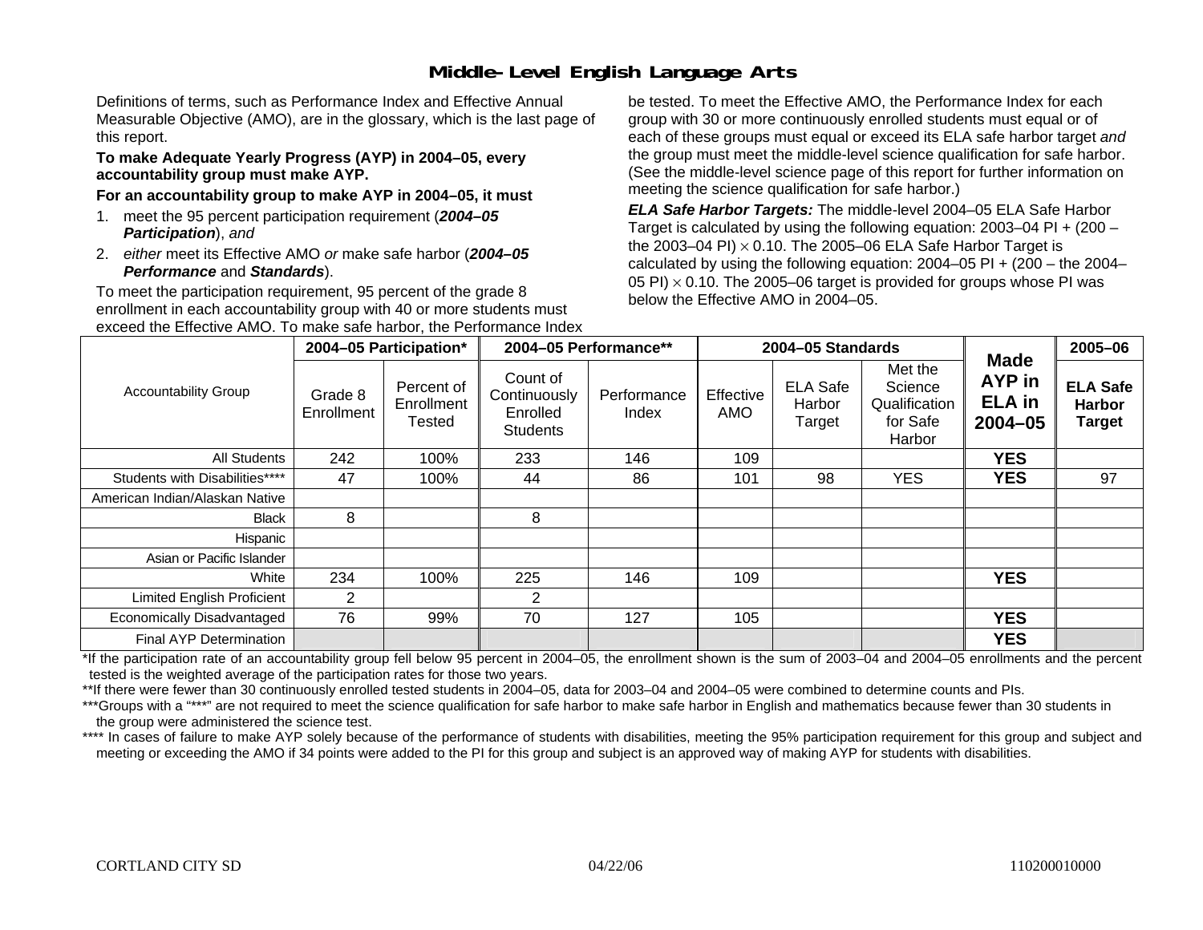# Middle-Level English Language Arts

Definitions of terms, such as Performance Index and Effective Annual Measurable Objective (AMO), are in the glossary, which is the last page of this report.

**To make Adequate Yearly Progress (AYP) in 2004–05, every accountability group must make AYP.**

**For an accountability group to make AYP in 2004–05, it must**

1. meet the 95 percent participation requirement (***2004–05 Participation***), *and*
2. *either* meet its Effective AMO *or* make safe harbor (***2004–05 Performance*** and ***Standards***).

To meet the participation requirement, 95 percent of the grade 8 enrollment in each accountability group with 40 or more students must be tested. To meet the Effective AMO, the Performance Index for each group with 30 or more continuously enrolled students must equal or exceed the Effective AMO. To make safe harbor, the Performance Index of each of these groups must equal or exceed its ELA safe harbor target *and* the group must meet the middle-level science qualification for safe harbor. (See the middle-level science page of this report for further information on meeting the science qualification for safe harbor.)

***ELA Safe Harbor Targets:*** The middle-level 2004–05 ELA Safe Harbor Target is calculated by using the following equation: 2003–04 PI + (200 – the 2003–04 PI) $\times$ 0.10. The 2005–06 ELA Safe Harbor Target is calculated by using the following equation: 2004–05 PI + (200 – the 2004–05 PI) $\times$ 0.10. The 2005–06 target is provided for groups whose PI was below the Effective AMO in 2004–05.

| Accountability Group | 2004–05 Participation* | | 2004–05 Performance** | | 2004–05 Standards | | | Made AYP in ELA in 2004–05 | 2005–06 |
|---|---|---|---|---|---|---|---|---|---|
| | Grade 8 Enrollment | Percent of Enrollment Tested | Count of Continuously Enrolled Students | Performance Index | Effective AMO | ELA Safe Harbor Target | Met the Science Qualification for Safe Harbor | | ELA Safe Harbor Target |
| All Students | 242 | 100% | 233 | 146 | 109 | | | YES | |
| Students with Disabilities**** | 47 | 100% | 44 | 86 | 101 | 98 | YES | YES | 97 |
| American Indian/Alaskan Native | | | | | | | | | |
| Black | 8 | | 8 | | | | | | |
| Hispanic | | | | | | | | | |
| Asian or Pacific Islander | | | | | | | | | |
| White | 234 | 100% | 225 | 146 | 109 | | | YES | |
| Limited English Proficient | 2 | | 2 | | | | | | |
| Economically Disadvantaged | 76 | 99% | 70 | 127 | 105 | | | YES | |
| Final AYP Determination | | | | | | | | YES | |

*If the participation rate of an accountability group fell below 95 percent in 2004–05, the enrollment shown is the sum of 2003–04 and 2004–05 enrollments and the percent tested is the weighted average of the participation rates for those two years.

**If there were fewer than 30 continuously enrolled tested students in 2004–05, data for 2003–04 and 2004–05 were combined to determine counts and PIs.

***Groups with a "***" are not required to meet the science qualification for safe harbor to make safe harbor in English and mathematics because fewer than 30 students in the group were administered the science test.

**** In cases of failure to make AYP solely because of the performance of students with disabilities, meeting the 95% participation requirement for this group and subject and meeting or exceeding the AMO if 34 points were added to the PI for this group and subject is an approved way of making AYP for students with disabilities.

CORTLAND CITY SD 04/22/06 110200010000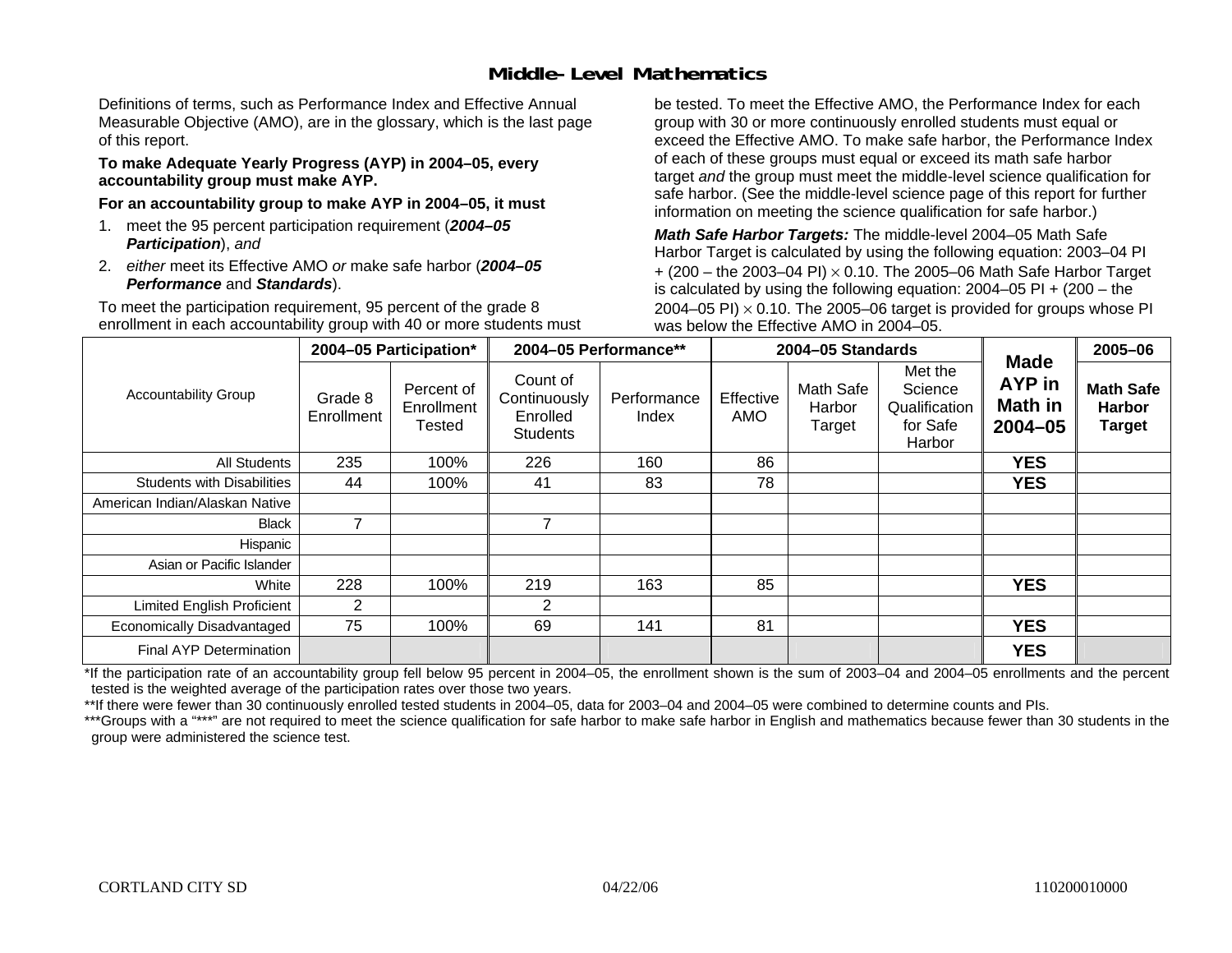# Middle-Level Mathematics

Definitions of terms, such as Performance Index and Effective Annual Measurable Objective (AMO), are in the glossary, which is the last page of this report.

**To make Adequate Yearly Progress (AYP) in 2004–05, every accountability group must make AYP.**

**For an accountability group to make AYP in 2004–05, it must**

1. meet the 95 percent participation requirement (***2004–05 Participation***), *and*
2. *either* meet its Effective AMO *or* make safe harbor (***2004–05 Performance*** and ***Standards***).

To meet the participation requirement, 95 percent of the grade 8 enrollment in each accountability group with 40 or more students must be tested. To meet the Effective AMO, the Performance Index for each group with 30 or more continuously enrolled students must equal or exceed the Effective AMO. To make safe harbor, the Performance Index of each of these groups must equal or exceed its math safe harbor target *and* the group must meet the middle-level science qualification for safe harbor. (See the middle-level science page of this report for further information on meeting the science qualification for safe harbor.)

***Math Safe Harbor Targets:*** The middle-level 2004–05 Math Safe Harbor Target is calculated by using the following equation: 2003–04 PI + (200 – the 2003–04 PI) $\times$ 0.10. The 2005–06 Math Safe Harbor Target is calculated by using the following equation: 2004–05 PI + (200 – the 2004–05 PI) $\times$ 0.10. The 2005–06 target is provided for groups whose PI was below the Effective AMO in 2004–05.

| Accountability Group | 2004–05 Participation* | | 2004–05 Performance** | | 2004–05 Standards | | | Made AYP in Math in 2004–05 | 2005–06 |
|---|---|---|---|---|---|---|---|---|---|
| | Grade 8 Enrollment | Percent of Enrollment Tested | Count of Continuously Enrolled Students | Performance Index | Effective AMO | Math Safe Harbor Target | Met the Science Qualification for Safe Harbor | | **Math Safe Harbor Target** |
| All Students | 235 | 100% | 226 | 160 | 86 | | | **YES** | |
| Students with Disabilities | 44 | 100% | 41 | 83 | 78 | | | **YES** | |
| American Indian/Alaskan Native | | | | | | | | | |
| Black | 7 | | 7 | | | | | | |
| Hispanic | | | | | | | | | |
| Asian or Pacific Islander | | | | | | | | | |
| White | 228 | 100% | 219 | 163 | 85 | | | **YES** | |
| Limited English Proficient | 2 | | 2 | | | | | | |
| Economically Disadvantaged | 75 | 100% | 69 | 141 | 81 | | | **YES** | |
| Final AYP Determination | | | | | | | | **YES** | |

*If the participation rate of an accountability group fell below 95 percent in 2004–05, the enrollment shown is the sum of 2003–04 and 2004–05 enrollments and the percent tested is the weighted average of the participation rates over those two years.

**If there were fewer than 30 continuously enrolled tested students in 2004–05, data for 2003–04 and 2004–05 were combined to determine counts and PIs.

***Groups with a "***" are not required to meet the science qualification for safe harbor to make safe harbor in English and mathematics because fewer than 30 students in the group were administered the science test.

CORTLAND CITY SD 04/22/06 110200010000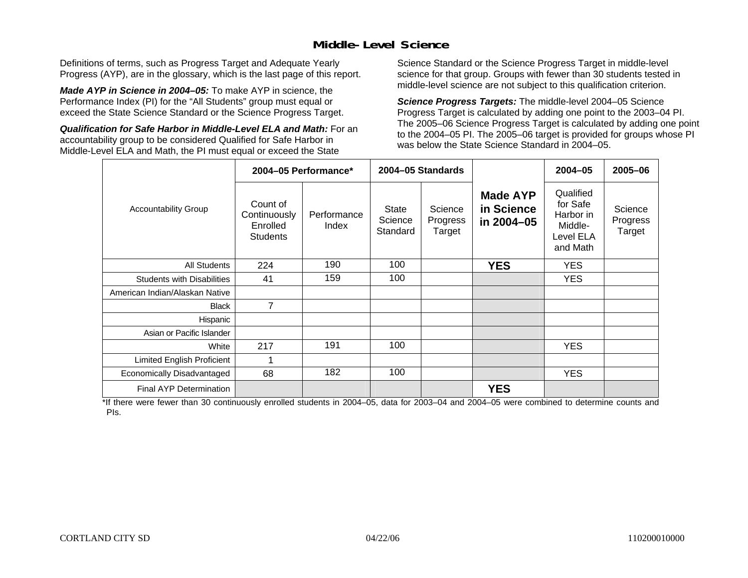## Middle-Level Science

Definitions of terms, such as Progress Target and Adequate Yearly Progress (AYP), are in the glossary, which is the last page of this report.

***Made AYP in Science in 2004–05:*** To make AYP in science, the Performance Index (PI) for the "All Students" group must equal or exceed the State Science Standard or the Science Progress Target.

***Qualification for Safe Harbor in Middle-Level ELA and Math:*** For an accountability group to be considered Qualified for Safe Harbor in Middle-Level ELA and Math, the PI must equal or exceed the State Science Standard or the Science Progress Target in middle-level science for that group. Groups with fewer than 30 students tested in middle-level science are not subject to this qualification criterion.

***Science Progress Targets:*** The middle-level 2004–05 Science Progress Target is calculated by adding one point to the 2003–04 PI. The 2005–06 Science Progress Target is calculated by adding one point to the 2004–05 PI. The 2005–06 target is provided for groups whose PI was below the State Science Standard in 2004–05.

| Accountability Group | 2004–05 Performance* | | 2004–05 Standards | | Made AYP in Science in 2004–05 | 2004–05 | 2005–06 |
|---|---|---|---|---|---|---|---|
| | Count of Continuously Enrolled Students | Performance Index | State Science Standard | Science Progress Target | | Qualified for Safe Harbor in Middle-Level ELA and Math | Science Progress Target |
| All Students | 224 | 190 | 100 | | **YES** | YES | |
| Students with Disabilities | 41 | 159 | 100 | | | YES | |
| American Indian/Alaskan Native | | | | | | | |
| Black | 7 | | | | | | |
| Hispanic | | | | | | | |
| Asian or Pacific Islander | | | | | | | |
| White | 217 | 191 | 100 | | | YES | |
| Limited English Proficient | 1 | | | | | | |
| Economically Disadvantaged | 68 | 182 | 100 | | | YES | |
| Final AYP Determination | | | | | **YES** | | |

*If there were fewer than 30 continuously enrolled students in 2004–05, data for 2003–04 and 2004–05 were combined to determine counts and PIs.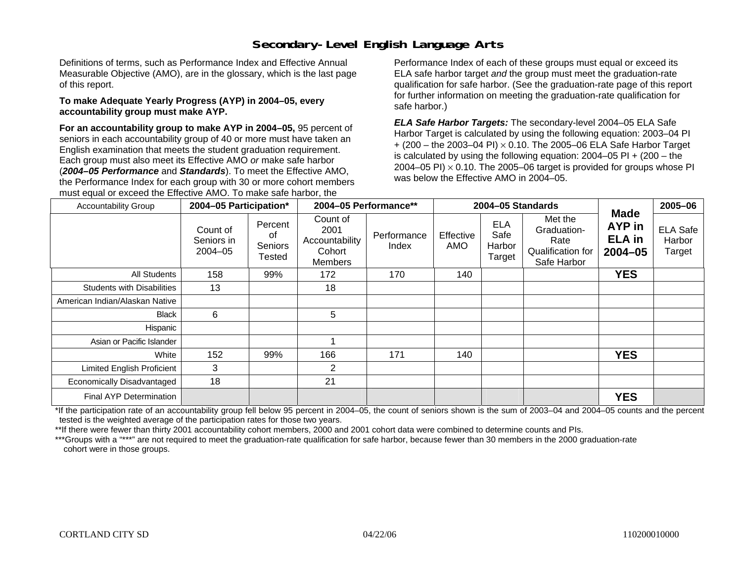# Secondary-Level English Language Arts

Definitions of terms, such as Performance Index and Effective Annual Measurable Objective (AMO), are in the glossary, which is the last page of this report.

**To make Adequate Yearly Progress (AYP) in 2004–05, every accountability group must make AYP.**

**For an accountability group to make AYP in 2004–05,** 95 percent of seniors in each accountability group of 40 or more must have taken an English examination that meets the student graduation requirement. Each group must also meet its Effective AMO *or* make safe harbor (***2004–05 Performance*** and ***Standards***). To meet the Effective AMO, the Performance Index for each group with 30 or more cohort members must equal or exceed the Effective AMO. To make safe harbor, the Performance Index of each of these groups must equal or exceed its ELA safe harbor target *and* the group must meet the graduation-rate qualification for safe harbor. (See the graduation-rate page of this report for further information on meeting the graduation-rate qualification for safe harbor.)

***ELA Safe Harbor Targets:*** The secondary-level 2004–05 ELA Safe Harbor Target is calculated by using the following equation: 2003–04 PI + (200 – the 2003–04 PI) × 0.10. The 2005–06 ELA Safe Harbor Target is calculated by using the following equation: 2004–05 PI + (200 – the 2004–05 PI) × 0.10. The 2005–06 target is provided for groups whose PI was below the Effective AMO in 2004–05.

| Accountability Group | 2004–05 Participation* | | 2004–05 Performance** | | 2004–05 Standards | | | Made AYP in ELA in 2004–05 | 2005–06 |
|---|---|---|---|---|---|---|---|---|---|
| | Count of Seniors in 2004–05 | Percent of Seniors Tested | Count of 2001 Accountability Cohort Members | Performance Index | Effective AMO | ELA Safe Harbor Target | Met the Graduation-Rate Qualification for Safe Harbor | | ELA Safe Harbor Target |
| All Students | 158 | 99% | 172 | 170 | 140 | | | **YES** | |
| Students with Disabilities | 13 | | 18 | | | | | | |
| American Indian/Alaskan Native | | | | | | | | | |
| Black | 6 | | 5 | | | | | | |
| Hispanic | | | | | | | | | |
| Asian or Pacific Islander | | | 1 | | | | | | |
| White | 152 | 99% | 166 | 171 | 140 | | | **YES** | |
| Limited English Proficient | 3 | | 2 | | | | | | |
| Economically Disadvantaged | 18 | | 21 | | | | | | |
| Final AYP Determination | | | | | | | | **YES** | |

*If the participation rate of an accountability group fell below 95 percent in 2004–05, the count of seniors shown is the sum of 2003–04 and 2004–05 counts and the percent tested is the weighted average of the participation rates for those two years.

**If there were fewer than thirty 2001 accountability cohort members, 2000 and 2001 cohort data were combined to determine counts and PIs.

***Groups with a "***" are not required to meet the graduation-rate qualification for safe harbor, because fewer than 30 members in the 2000 graduation-rate cohort were in those groups.

CORTLAND CITY SD 04/22/06 110200010000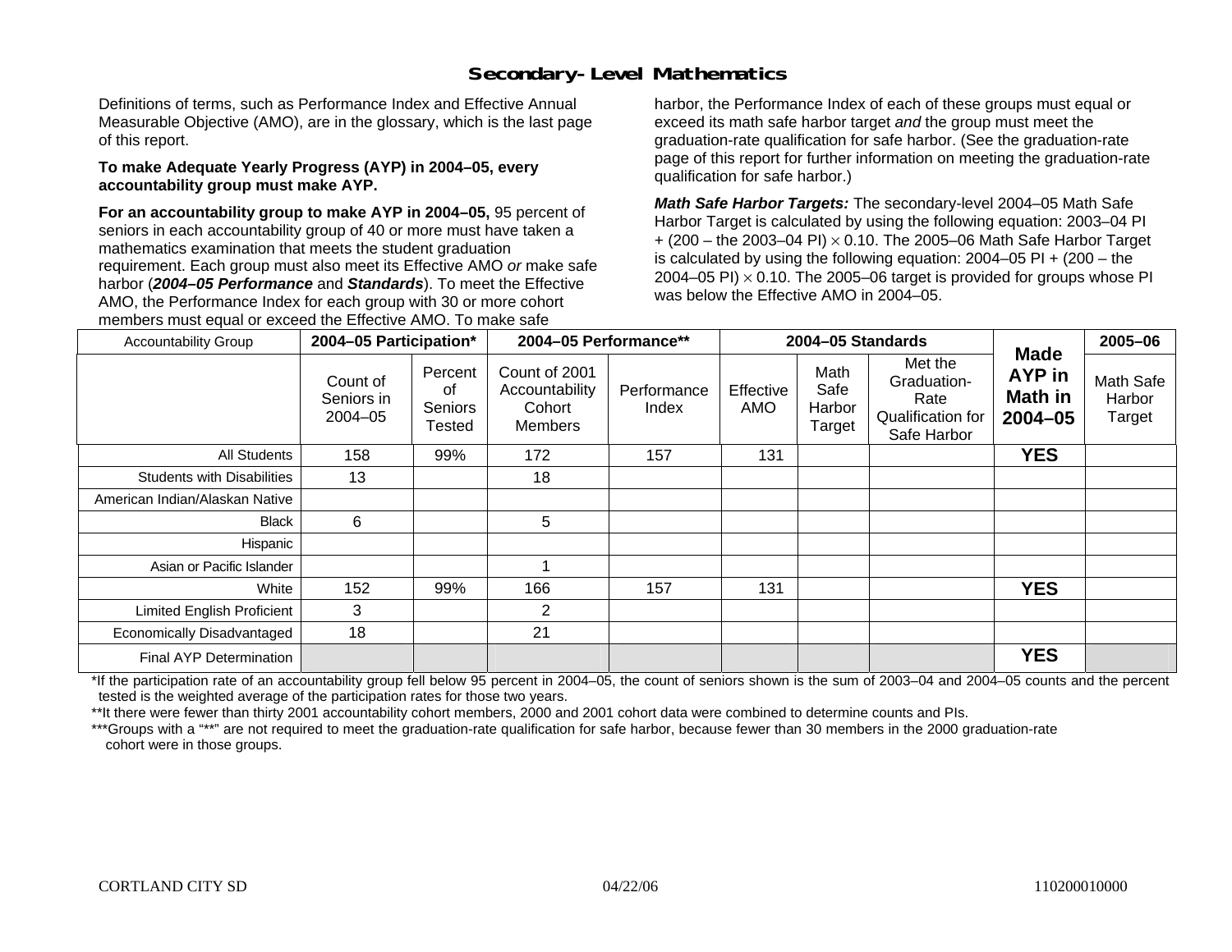# Secondary-Level Mathematics

Definitions of terms, such as Performance Index and Effective Annual Measurable Objective (AMO), are in the glossary, which is the last page of this report.

**To make Adequate Yearly Progress (AYP) in 2004–05, every accountability group must make AYP.**

**For an accountability group to make AYP in 2004–05,** 95 percent of seniors in each accountability group of 40 or more must have taken a mathematics examination that meets the student graduation requirement. Each group must also meet its Effective AMO *or* make safe harbor (***2004–05 Performance*** and ***Standards***). To meet the Effective AMO, the Performance Index for each group with 30 or more cohort members must equal or exceed the Effective AMO. To make safe harbor, the Performance Index of each of these groups must equal or exceed its math safe harbor target *and* the group must meet the graduation-rate qualification for safe harbor. (See the graduation-rate page of this report for further information on meeting the graduation-rate qualification for safe harbor.)

***Math Safe Harbor Targets:*** The secondary-level 2004–05 Math Safe Harbor Target is calculated by using the following equation: 2003–04 PI + (200 – the 2003–04 PI) $\times$ 0.10. The 2005–06 Math Safe Harbor Target is calculated by using the following equation: 2004–05 PI + (200 – the 2004–05 PI) $\times$ 0.10. The 2005–06 target is provided for groups whose PI was below the Effective AMO in 2004–05.

| Accountability Group | 2004–05 Participation* | | 2004–05 Performance** | | 2004–05 Standards | | | Made AYP in Math in 2004–05 | 2005–06 |
|---|---|---|---|---|---|---|---|---|---|
| | Count of Seniors in 2004–05 | Percent of Seniors Tested | Count of 2001 Accountability Cohort Members | Performance Index | Effective AMO | Math Safe Harbor Target | Met the Graduation-Rate Qualification for Safe Harbor | | Math Safe Harbor Target |
| All Students | 158 | 99% | 172 | 157 | 131 | | | **YES** | |
| Students with Disabilities | 13 | | 18 | | | | | | |
| American Indian/Alaskan Native | | | | | | | | | |
| Black | 6 | | 5 | | | | | | |
| Hispanic | | | | | | | | | |
| Asian or Pacific Islander | | | 1 | | | | | | |
| White | 152 | 99% | 166 | 157 | 131 | | | **YES** | |
| Limited English Proficient | 3 | | 2 | | | | | | |
| Economically Disadvantaged | 18 | | 21 | | | | | | |
| Final AYP Determination | | | | | | | | **YES** | |

*If the participation rate of an accountability group fell below 95 percent in 2004–05, the count of seniors shown is the sum of 2003–04 and 2004–05 counts and the percent tested is the weighted average of the participation rates for those two years.

**It there were fewer than thirty 2001 accountability cohort members, 2000 and 2001 cohort data were combined to determine counts and PIs.

***Groups with a "**" are not required to meet the graduation-rate qualification for safe harbor, because fewer than 30 members in the 2000 graduation-rate cohort were in those groups.

CORTLAND CITY SD 04/22/06 110200010000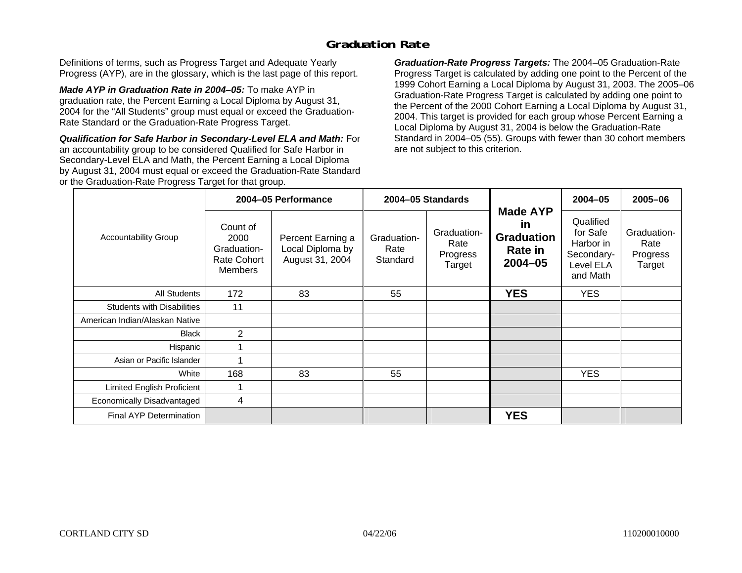# Graduation Rate

Definitions of terms, such as Progress Target and Adequate Yearly Progress (AYP), are in the glossary, which is the last page of this report.

***Made AYP in Graduation Rate in 2004–05:*** To make AYP in graduation rate, the Percent Earning a Local Diploma by August 31, 2004 for the "All Students" group must equal or exceed the Graduation-Rate Standard or the Graduation-Rate Progress Target.

***Qualification for Safe Harbor in Secondary-Level ELA and Math:*** For an accountability group to be considered Qualified for Safe Harbor in Secondary-Level ELA and Math, the Percent Earning a Local Diploma by August 31, 2004 must equal or exceed the Graduation-Rate Standard or the Graduation-Rate Progress Target for that group.

***Graduation-Rate Progress Targets:*** The 2004–05 Graduation-Rate Progress Target is calculated by adding one point to the Percent of the 1999 Cohort Earning a Local Diploma by August 31, 2003. The 2005–06 Graduation-Rate Progress Target is calculated by adding one point to the Percent of the 2000 Cohort Earning a Local Diploma by August 31, 2004. This target is provided for each group whose Percent Earning a Local Diploma by August 31, 2004 is below the Graduation-Rate Standard in 2004–05 (55). Groups with fewer than 30 cohort members are not subject to this criterion.

| Accountability Group | 2004–05 Performance | | 2004–05 Standards | | Made AYP in Graduation Rate in 2004–05 | 2004–05 | 2005–06 |
|---|---|---|---|---|---|---|---|
| | Count of 2000 Graduation-Rate Cohort Members | Percent Earning a Local Diploma by August 31, 2004 | Graduation-Rate Standard | Graduation-Rate Progress Target | | Qualified for Safe Harbor in Secondary-Level ELA and Math | Graduation-Rate Progress Target |
| All Students | 172 | 83 | 55 | | **YES** | YES | |
| Students with Disabilities | 11 | | | | | | |
| American Indian/Alaskan Native | | | | | | | |
| Black | 2 | | | | | | |
| Hispanic | 1 | | | | | | |
| Asian or Pacific Islander | 1 | | | | | | |
| White | 168 | 83 | 55 | | | YES | |
| Limited English Proficient | 1 | | | | | | |
| Economically Disadvantaged | 4 | | | | | | |
| Final AYP Determination | | | | | **YES** | | |

CORTLAND CITY SD 04/22/06 110200010000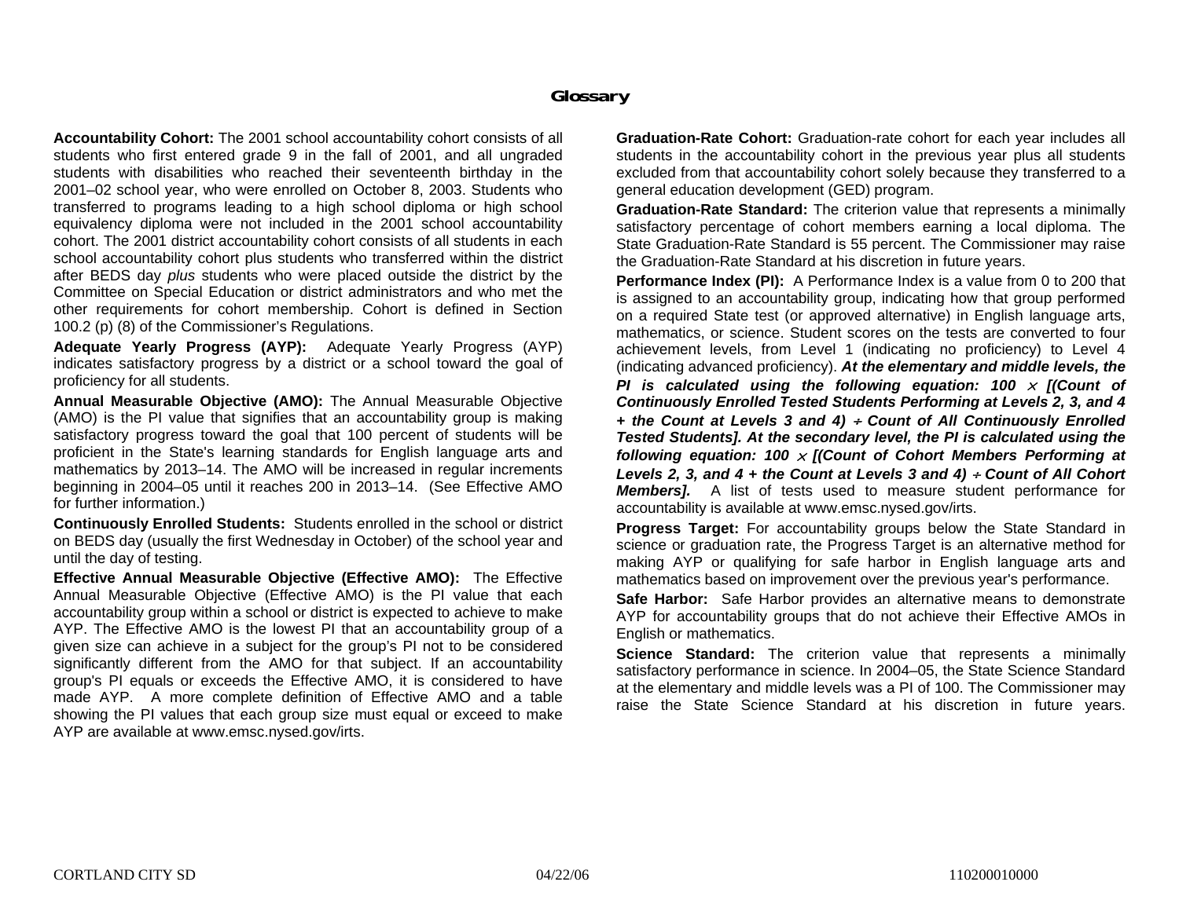# Glossary

**Accountability Cohort:** The 2001 school accountability cohort consists of all students who first entered grade 9 in the fall of 2001, and all ungraded students with disabilities who reached their seventeenth birthday in the 2001–02 school year, who were enrolled on October 8, 2003. Students who transferred to programs leading to a high school diploma or high school equivalency diploma were not included in the 2001 school accountability cohort. The 2001 district accountability cohort consists of all students in each school accountability cohort plus students who transferred within the district after BEDS day *plus* students who were placed outside the district by the Committee on Special Education or district administrators and who met the other requirements for cohort membership. Cohort is defined in Section 100.2 (p) (8) of the Commissioner's Regulations.

**Adequate Yearly Progress (AYP):** Adequate Yearly Progress (AYP) indicates satisfactory progress by a district or a school toward the goal of proficiency for all students.

**Annual Measurable Objective (AMO):** The Annual Measurable Objective (AMO) is the PI value that signifies that an accountability group is making satisfactory progress toward the goal that 100 percent of students will be proficient in the State's learning standards for English language arts and mathematics by 2013–14. The AMO will be increased in regular increments beginning in 2004–05 until it reaches 200 in 2013–14. (See Effective AMO for further information.)

**Continuously Enrolled Students:** Students enrolled in the school or district on BEDS day (usually the first Wednesday in October) of the school year and until the day of testing.

**Effective Annual Measurable Objective (Effective AMO):** The Effective Annual Measurable Objective (Effective AMO) is the PI value that each accountability group within a school or district is expected to achieve to make AYP. The Effective AMO is the lowest PI that an accountability group of a given size can achieve in a subject for the group's PI not to be considered significantly different from the AMO for that subject. If an accountability group's PI equals or exceeds the Effective AMO, it is considered to have made AYP. A more complete definition of Effective AMO and a table showing the PI values that each group size must equal or exceed to make AYP are available at www.emsc.nysed.gov/irts.

**Graduation-Rate Cohort:** Graduation-rate cohort for each year includes all students in the accountability cohort in the previous year plus all students excluded from that accountability cohort solely because they transferred to a general education development (GED) program.

**Graduation-Rate Standard:** The criterion value that represents a minimally satisfactory percentage of cohort members earning a local diploma. The State Graduation-Rate Standard is 55 percent. The Commissioner may raise the Graduation-Rate Standard at his discretion in future years.

**Performance Index (PI):** A Performance Index is a value from 0 to 200 that is assigned to an accountability group, indicating how that group performed on a required State test (or approved alternative) in English language arts, mathematics, or science. Student scores on the tests are converted to four achievement levels, from Level 1 (indicating no proficiency) to Level 4 (indicating advanced proficiency). ***At the elementary and middle levels, the PI is calculated using the following equation: 100 × [(Count of Continuously Enrolled Tested Students Performing at Levels 2, 3, and 4 + the Count at Levels 3 and 4) ÷ Count of All Continuously Enrolled Tested Students]. At the secondary level, the PI is calculated using the following equation: 100 × [(Count of Cohort Members Performing at Levels 2, 3, and 4 + the Count at Levels 3 and 4) ÷ Count of All Cohort Members].*** A list of tests used to measure student performance for accountability is available at www.emsc.nysed.gov/irts.

**Progress Target:** For accountability groups below the State Standard in science or graduation rate, the Progress Target is an alternative method for making AYP or qualifying for safe harbor in English language arts and mathematics based on improvement over the previous year's performance.

**Safe Harbor:** Safe Harbor provides an alternative means to demonstrate AYP for accountability groups that do not achieve their Effective AMOs in English or mathematics.

**Science Standard:** The criterion value that represents a minimally satisfactory performance in science. In 2004–05, the State Science Standard at the elementary and middle levels was a PI of 100. The Commissioner may raise the State Science Standard at his discretion in future years.